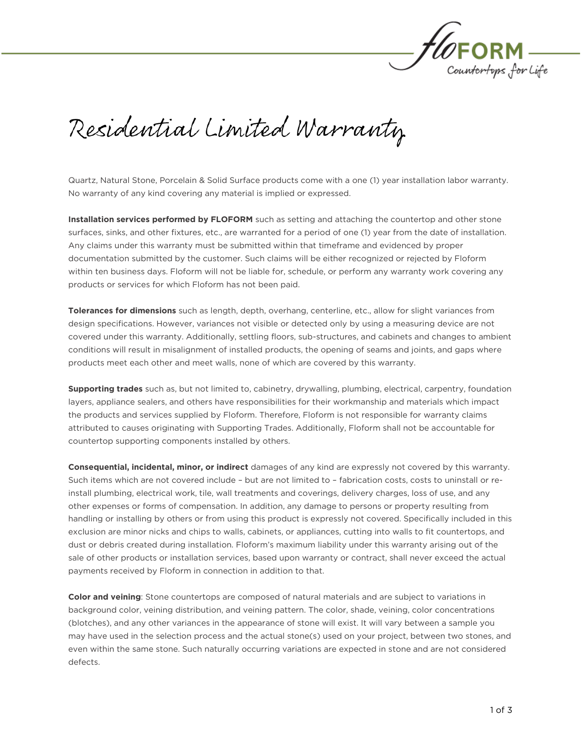# Residential Limited Warranty

Quartz, Natural Stone, Porcelain & Solid Surface products come with a one (1) year installation labor warranty. No warranty of any kind covering any material is implied or expressed.

**Installation services performed by FLOFORM** such as setting and attaching the countertop and other stone surfaces, sinks, and other fixtures, etc., are warranted for a period of one (1) year from the date of installation. Any claims under this warranty must be submitted within that timeframe and evidenced by proper documentation submitted by the customer. Such claims will be either recognized or rejected by Floform within ten business days. Floform will not be liable for, schedule, or perform any warranty work covering any products or services for which Floform has not been paid.

**Tolerances for dimensions** such as length, depth, overhang, centerline, etc., allow for slight variances from design specifications. However, variances not visible or detected only by using a measuring device are not covered under this warranty. Additionally, settling floors, sub-structures, and cabinets and changes to ambient conditions will result in misalignment of installed products, the opening of seams and joints, and gaps where products meet each other and meet walls, none of which are covered by this warranty.

**Supporting trades** such as, but not limited to, cabinetry, drywalling, plumbing, electrical, carpentry, foundation layers, appliance sealers, and others have responsibilities for their workmanship and materials which impact the products and services supplied by Floform. Therefore, Floform is not responsible for warranty claims attributed to causes originating with Supporting Trades. Additionally, Floform shall not be accountable for countertop supporting components installed by others.

**Consequential, incidental, minor, or indirect** damages of any kind are expressly not covered by this warranty. Such items which are not covered include – but are not limited to – fabrication costs, costs to uninstall or re-install plumbing, electrical work, tile, wall treatments and coverings, delivery charges, loss of use, and any other expenses or forms of compensation. In addition, any damage to persons or property resulting from handling or installing by others or from using this product is expressly not covered. Specifically included in this exclusion are minor nicks and chips to walls, cabinets, or appliances, cutting into walls to fit countertops, and dust or debris created during installation. Floform's maximum liability under this warranty arising out of the sale of other products or installation services, based upon warranty or contract, shall never exceed the actual payments received by Floform in connection in addition to that.

**Color and veining**: Stone countertops are composed of natural materials and are subject to variations in background color, veining distribution, and veining pattern. The color, shade, veining, color concentrations (blotches), and any other variances in the appearance of stone will exist. It will vary between a sample you may have used in the selection process and the actual stone(s) used on your project, between two stones, and even within the same stone. Such naturally occurring variations are expected in stone and are not considered defects.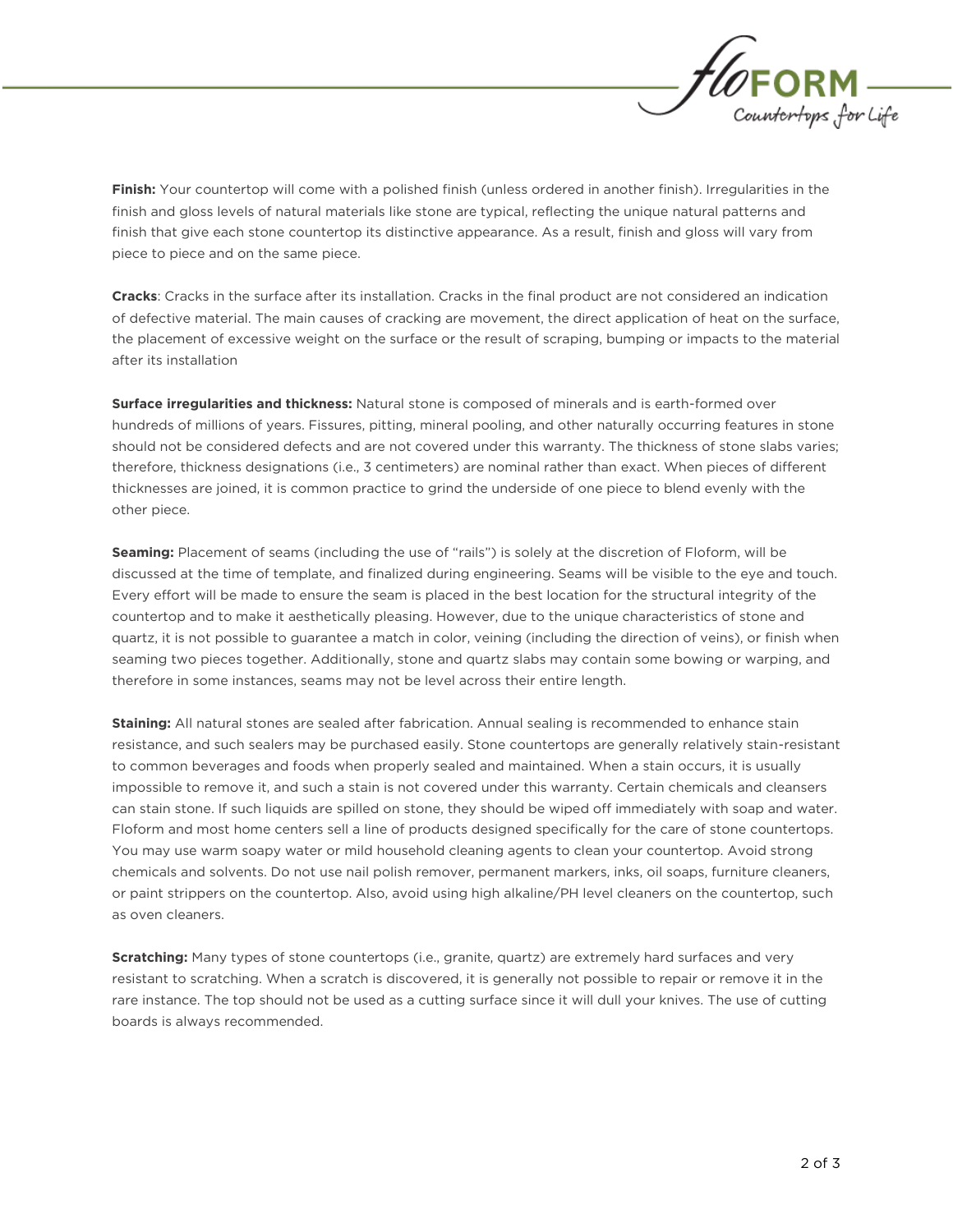**Finish:** Your countertop will come with a polished finish (unless ordered in another finish). Irregularities in the finish and gloss levels of natural materials like stone are typical, reflecting the unique natural patterns and finish that give each stone countertop its distinctive appearance. As a result, finish and gloss will vary from piece to piece and on the same piece.

**Cracks**: Cracks in the surface after its installation. Cracks in the final product are not considered an indication of defective material. The main causes of cracking are movement, the direct application of heat on the surface, the placement of excessive weight on the surface or the result of scraping, bumping or impacts to the material after its installation

**Surface irregularities and thickness:** Natural stone is composed of minerals and is earth-formed over hundreds of millions of years. Fissures, pitting, mineral pooling, and other naturally occurring features in stone should not be considered defects and are not covered under this warranty. The thickness of stone slabs varies; therefore, thickness designations (i.e., 3 centimeters) are nominal rather than exact. When pieces of different thicknesses are joined, it is common practice to grind the underside of one piece to blend evenly with the other piece.

**Seaming:** Placement of seams (including the use of "rails") is solely at the discretion of Floform, will be discussed at the time of template, and finalized during engineering. Seams will be visible to the eye and touch. Every effort will be made to ensure the seam is placed in the best location for the structural integrity of the countertop and to make it aesthetically pleasing. However, due to the unique characteristics of stone and quartz, it is not possible to guarantee a match in color, veining (including the direction of veins), or finish when seaming two pieces together. Additionally, stone and quartz slabs may contain some bowing or warping, and therefore in some instances, seams may not be level across their entire length.

**Staining:** All natural stones are sealed after fabrication. Annual sealing is recommended to enhance stain resistance, and such sealers may be purchased easily. Stone countertops are generally relatively stain-resistant to common beverages and foods when properly sealed and maintained. When a stain occurs, it is usually impossible to remove it, and such a stain is not covered under this warranty. Certain chemicals and cleansers can stain stone. If such liquids are spilled on stone, they should be wiped off immediately with soap and water. Floform and most home centers sell a line of products designed specifically for the care of stone countertops. You may use warm soapy water or mild household cleaning agents to clean your countertop. Avoid strong chemicals and solvents. Do not use nail polish remover, permanent markers, inks, oil soaps, furniture cleaners, or paint strippers on the countertop. Also, avoid using high alkaline/PH level cleaners on the countertop, such as oven cleaners.

**Scratching:** Many types of stone countertops (i.e., granite, quartz) are extremely hard surfaces and very resistant to scratching. When a scratch is discovered, it is generally not possible to repair or remove it in the rare instance. The top should not be used as a cutting surface since it will dull your knives. The use of cutting boards is always recommended.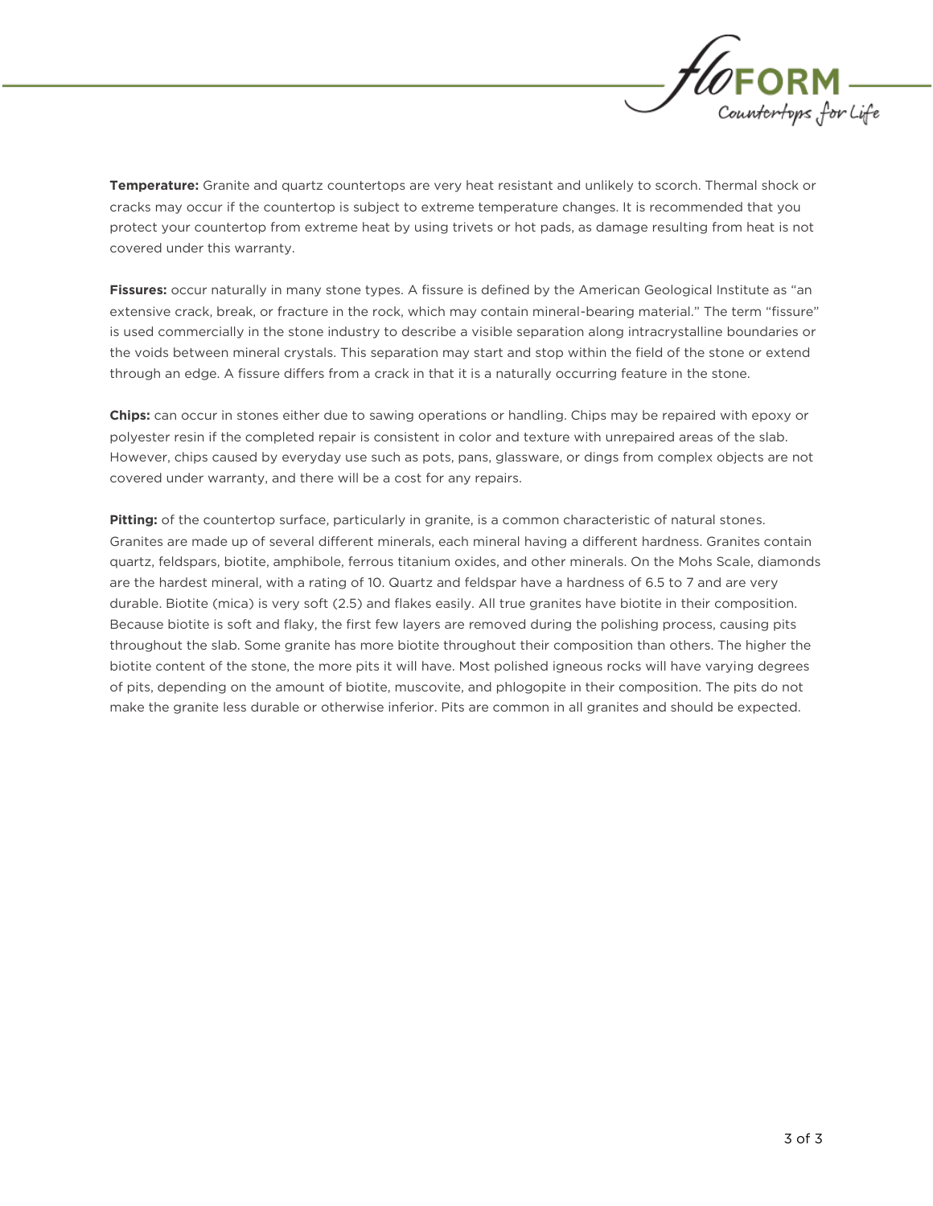**Temperature:** Granite and quartz countertops are very heat resistant and unlikely to scorch. Thermal shock or cracks may occur if the countertop is subject to extreme temperature changes. It is recommended that you protect your countertop from extreme heat by using trivets or hot pads, as damage resulting from heat is not covered under this warranty.

**Fissures:** occur naturally in many stone types. A fissure is defined by the American Geological Institute as "an extensive crack, break, or fracture in the rock, which may contain mineral-bearing material." The term "fissure" is used commercially in the stone industry to describe a visible separation along intracrystalline boundaries or the voids between mineral crystals. This separation may start and stop within the field of the stone or extend through an edge. A fissure differs from a crack in that it is a naturally occurring feature in the stone.

**Chips:** can occur in stones either due to sawing operations or handling. Chips may be repaired with epoxy or polyester resin if the completed repair is consistent in color and texture with unrepaired areas of the slab. However, chips caused by everyday use such as pots, pans, glassware, or dings from complex objects are not covered under warranty, and there will be a cost for any repairs.

**Pitting:** of the countertop surface, particularly in granite, is a common characteristic of natural stones. Granites are made up of several different minerals, each mineral having a different hardness. Granites contain quartz, feldspars, biotite, amphibole, ferrous titanium oxides, and other minerals. On the Mohs Scale, diamonds are the hardest mineral, with a rating of 10. Quartz and feldspar have a hardness of 6.5 to 7 and are very durable. Biotite (mica) is very soft (2.5) and flakes easily. All true granites have biotite in their composition. Because biotite is soft and flaky, the first few layers are removed during the polishing process, causing pits throughout the slab. Some granite has more biotite throughout their composition than others. The higher the biotite content of the stone, the more pits it will have. Most polished igneous rocks will have varying degrees of pits, depending on the amount of biotite, muscovite, and phlogopite in their composition. The pits do not make the granite less durable or otherwise inferior. Pits are common in all granites and should be expected.